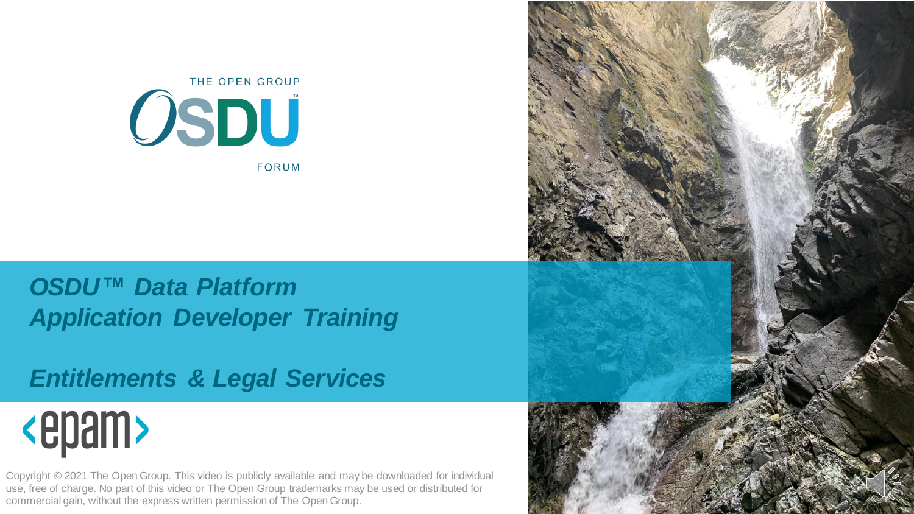THE OPEN GROUP

OSDU™

FORUM

# *OSDU™ Data Platform Application Developer Training*

## *Entitlements & Legal Services*

epam

Copyright © 2021 The Open Group. This video is publicly available and may be downloaded for individual use, free of charge. No part of this video or The Open Group trademarks may be used or distributed for commercial gain, without the express written permission of The Open Group.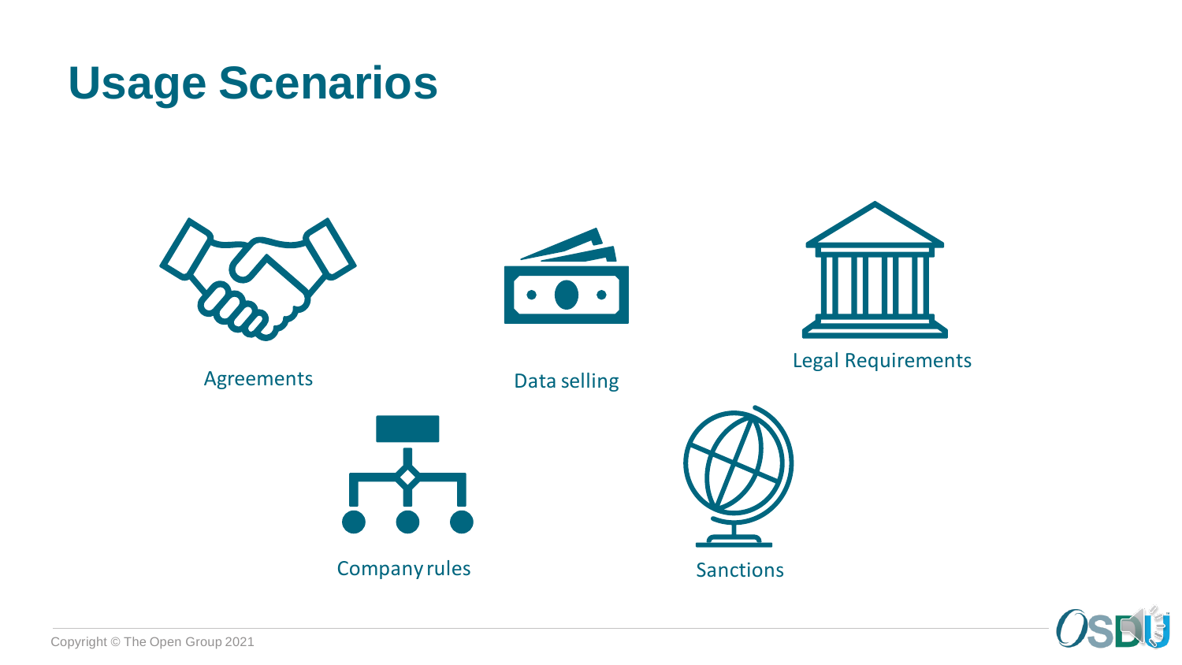# Usage Scenarios

- Agreements
- Data selling
- Legal Requirements
- Company rules
- Sanctions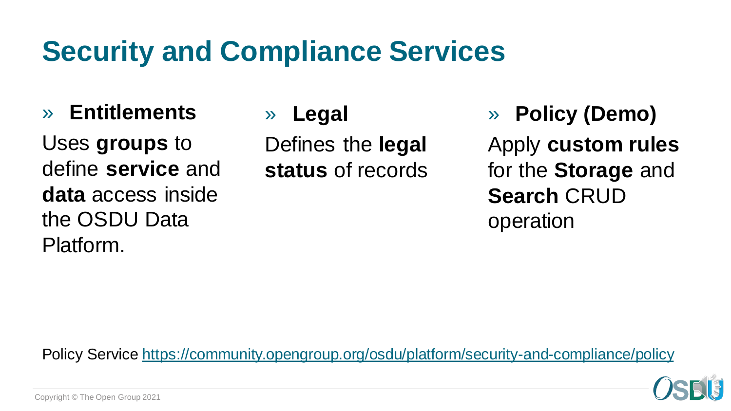# Security and Compliance Services

» **Entitlements**

Uses **groups** to define **service** and **data** access inside the OSDU Data Platform.

» **Legal**

Defines the **legal status** of records

» **Policy (Demo)**

Apply **custom rules** for the **Storage** and **Search** CRUD operation

Policy Service https://community.opengroup.org/osdu/platform/security-and-compliance/policy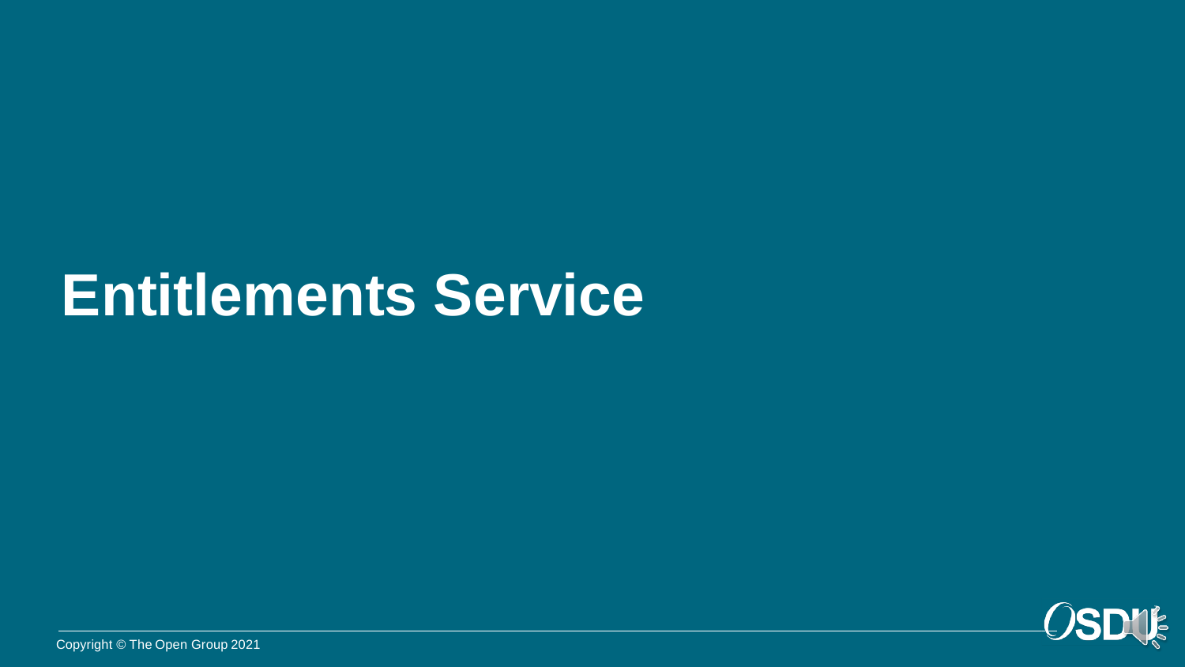# Entitlements Service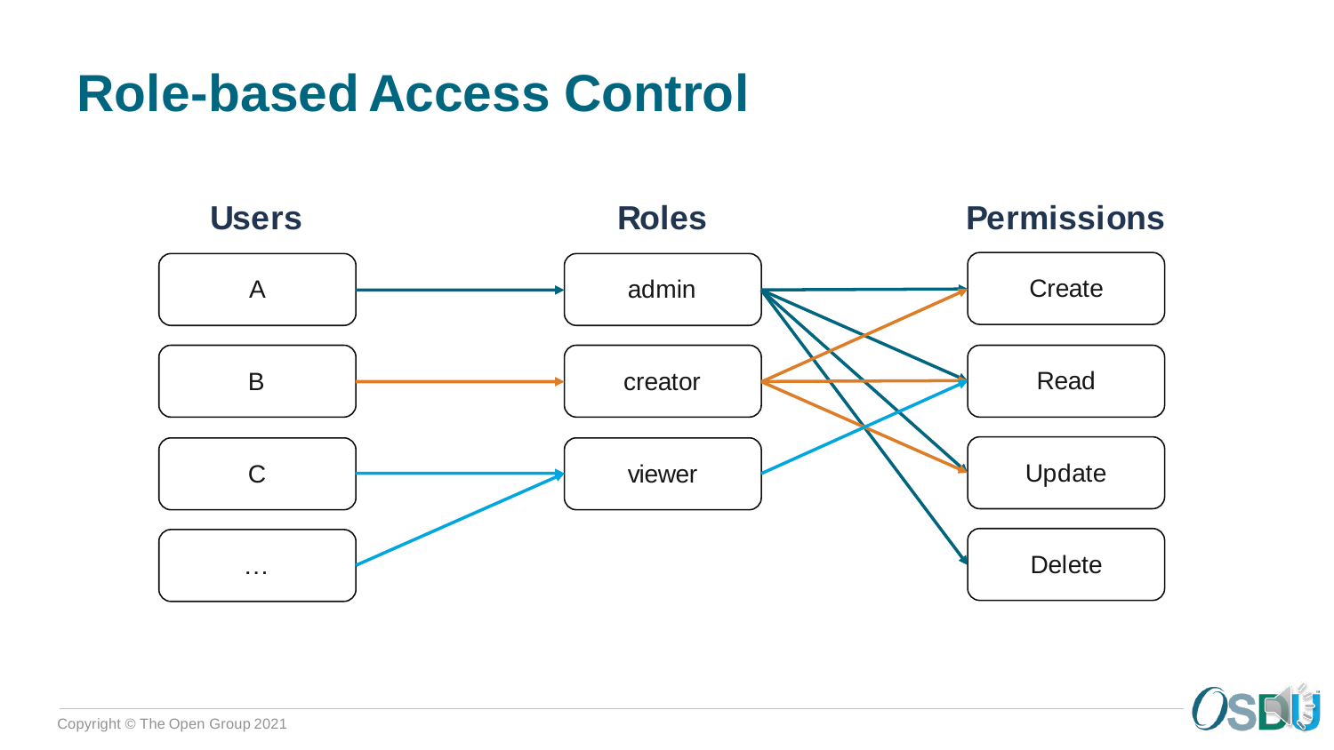# Role-based Access Control

| Users | Roles | Permissions |
| --- | --- | --- |
| A | admin | Create |
| B | creator | Read |
| C | viewer | Update |
| … | | Delete |

- A → admin
- B → creator
- C → viewer
- … → viewer
- admin → Create, Read, Update, Delete
- creator → Create, Read, Update
- viewer → Read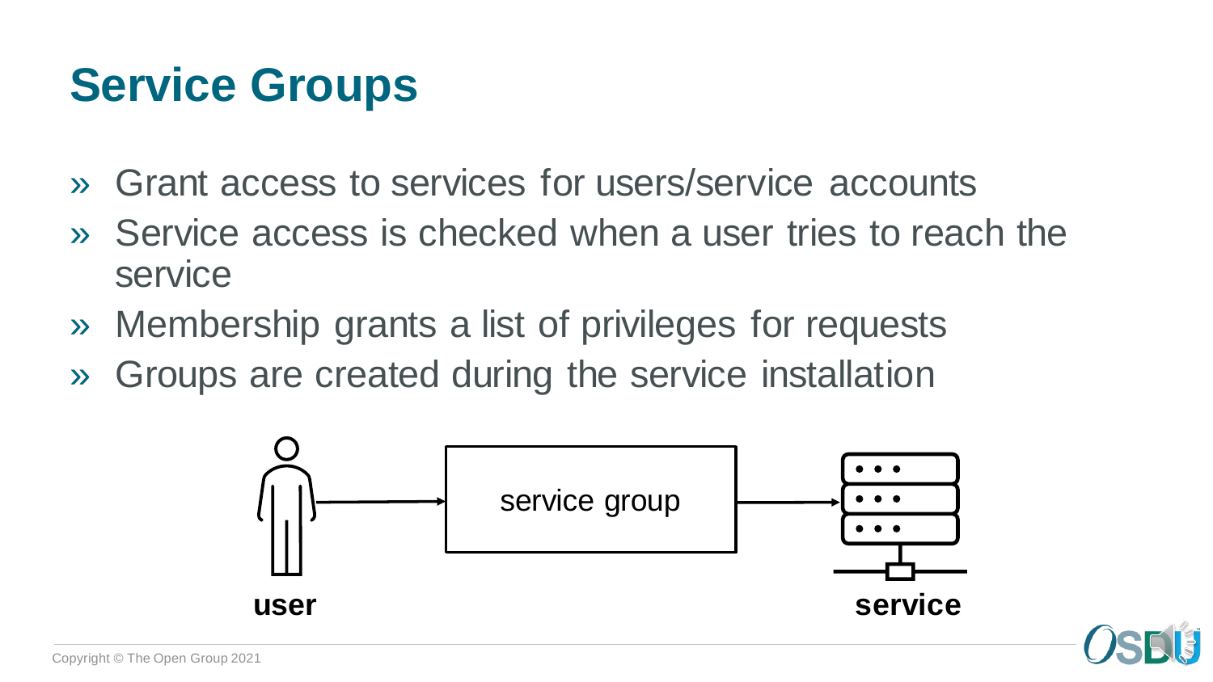# Service Groups

- Grant access to services for users/service accounts
- Service access is checked when a user tries to reach the service
- Membership grants a list of privileges for requests
- Groups are created during the service installation

user → service group → service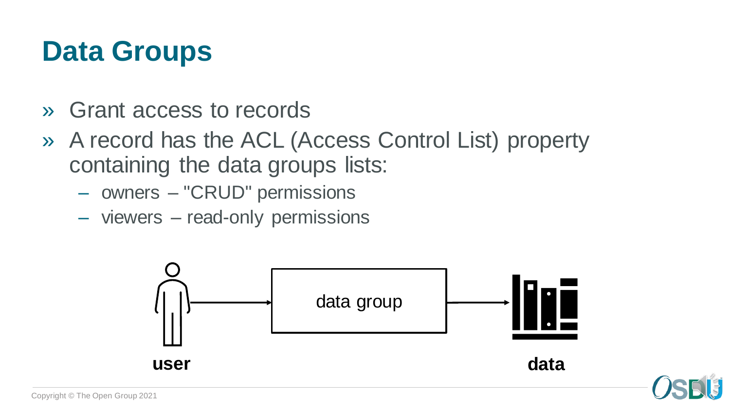# Data Groups

- Grant access to records
- A record has the ACL (Access Control List) property containing the data groups lists:
  - owners – "CRUD" permissions
  - viewers – read-only permissions

user → data group → data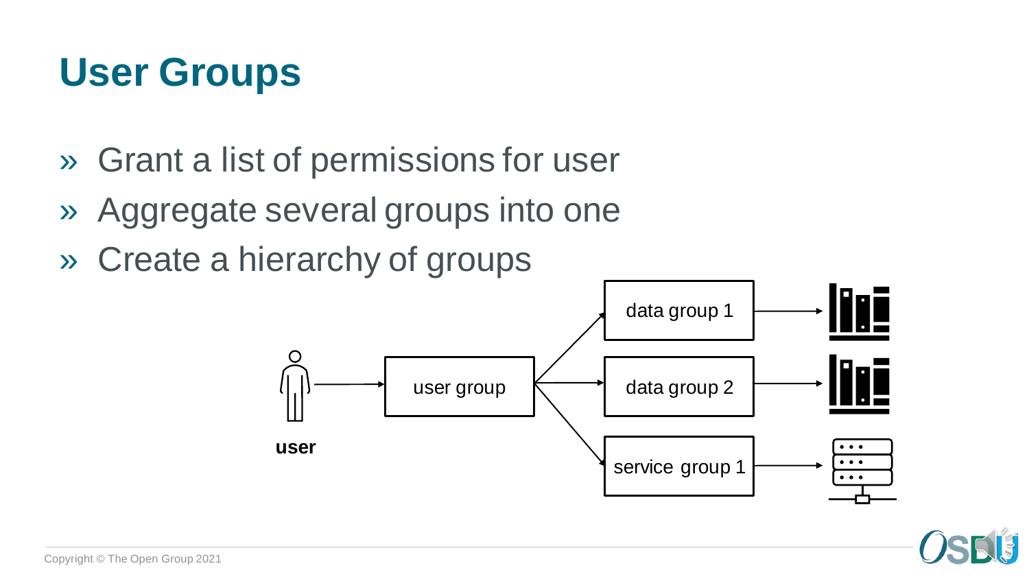# User Groups

- Grant a list of permissions for user
- Aggregate several groups into one
- Create a hierarchy of groups

user

user group

data group 1

data group 2

service group 1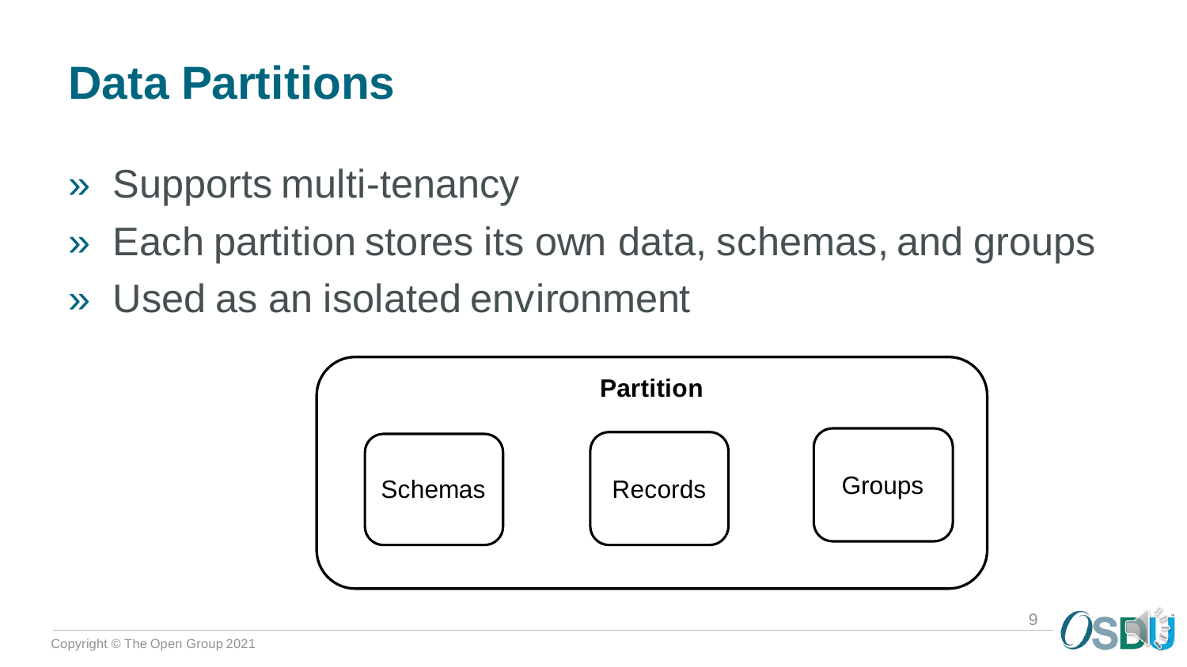# Data Partitions

- Supports multi-tenancy
- Each partition stores its own data, schemas, and groups
- Used as an isolated environment

**Partition**

Schemas

Records

Groups

Copyright © The Open Group 2021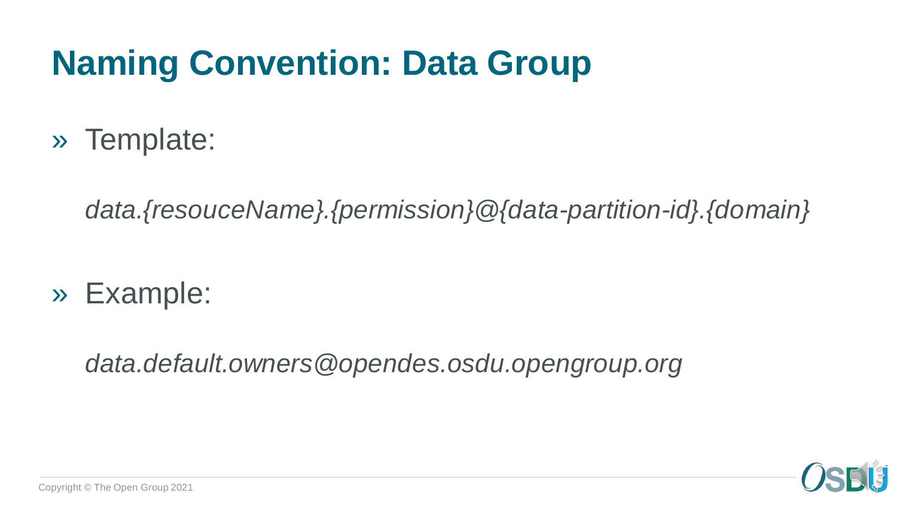# Naming Convention: Data Group

» Template:

*data.{resouceName}.{permission}@{data-partition-id}.{domain}*

» Example:

*data.default.owners@opendes.osdu.opengroup.org*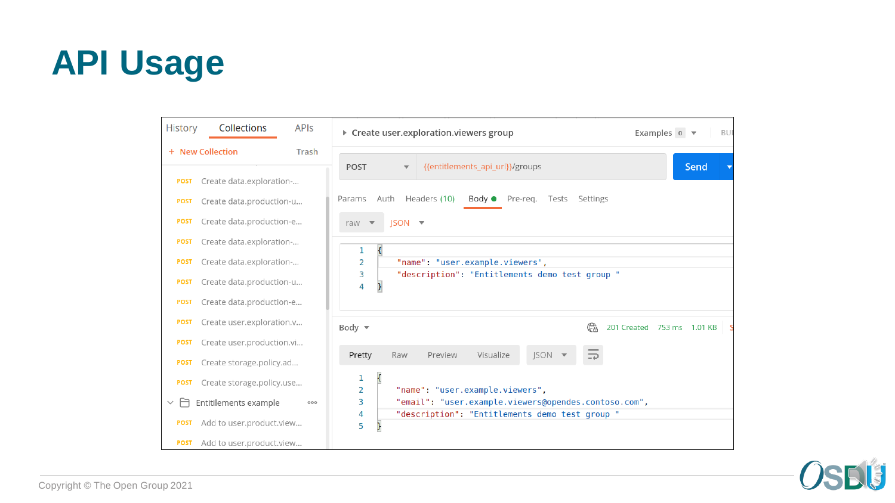# API Usage

History | Collections | APIs

+ New Collection    Trash

- POST Create data.exploration-...
- POST Create data.production-u...
- POST Create data.production-e...
- POST Create data.exploration-...
- POST Create data.exploration-...
- POST Create data.production-u...
- POST Create data.production-e...
- POST Create user.exploration.v...
- POST Create user.production.vi...
- POST Create storage.policy.ad...
- POST Create storage.policy.use...
- Entitlements example
  - POST Add to user.product.view...
  - POST Add to user.product.view...

Create user.exploration.viewers group

POST {{entitlements_api_url}}/groups    Send

Params | Auth | Headers (10) | Body | Pre-req. | Tests | Settings

raw | JSON

```
{
    "name": "user.example.viewers",
    "description": "Entitlements demo test group "
}
```

Body    201 Created    753 ms    1.01 KB

Pretty | Raw | Preview | Visualize | JSON

```
{
    "name": "user.example.viewers",
    "email": "user.example.viewers@opendes.contoso.com",
    "description": "Entitlements demo test group "
}
```

Copyright © The Open Group 2021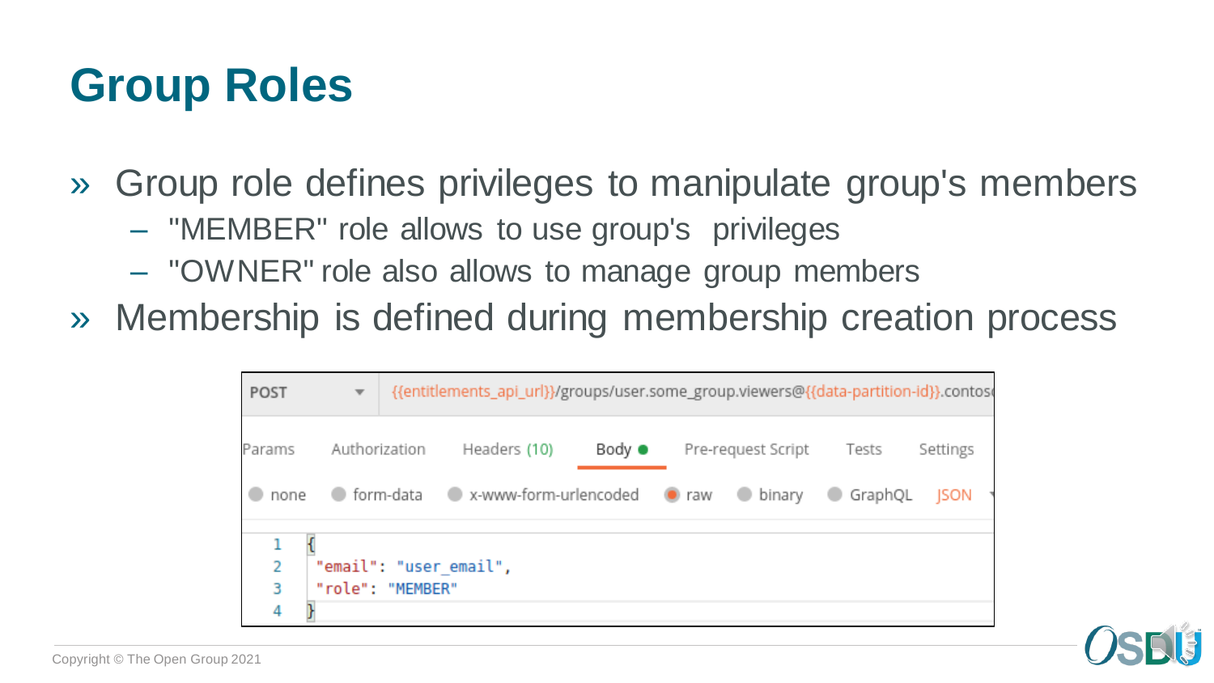# Group Roles

- Group role defines privileges to manipulate group's members
  - "MEMBER" role allows to use group's privileges
  - "OWNER" role also allows to manage group members
- Membership is defined during membership creation process

POST {{entitlements_api_url}}/groups/user.some_group.viewers@{{data-partition-id}}.contos

Params | Authorization | Headers (10) | Body | Pre-request Script | Tests | Settings

none | form-data | x-www-form-urlencoded | raw | binary | GraphQL | JSON

```json
{
 "email": "user_email",
 "role": "MEMBER"
}
```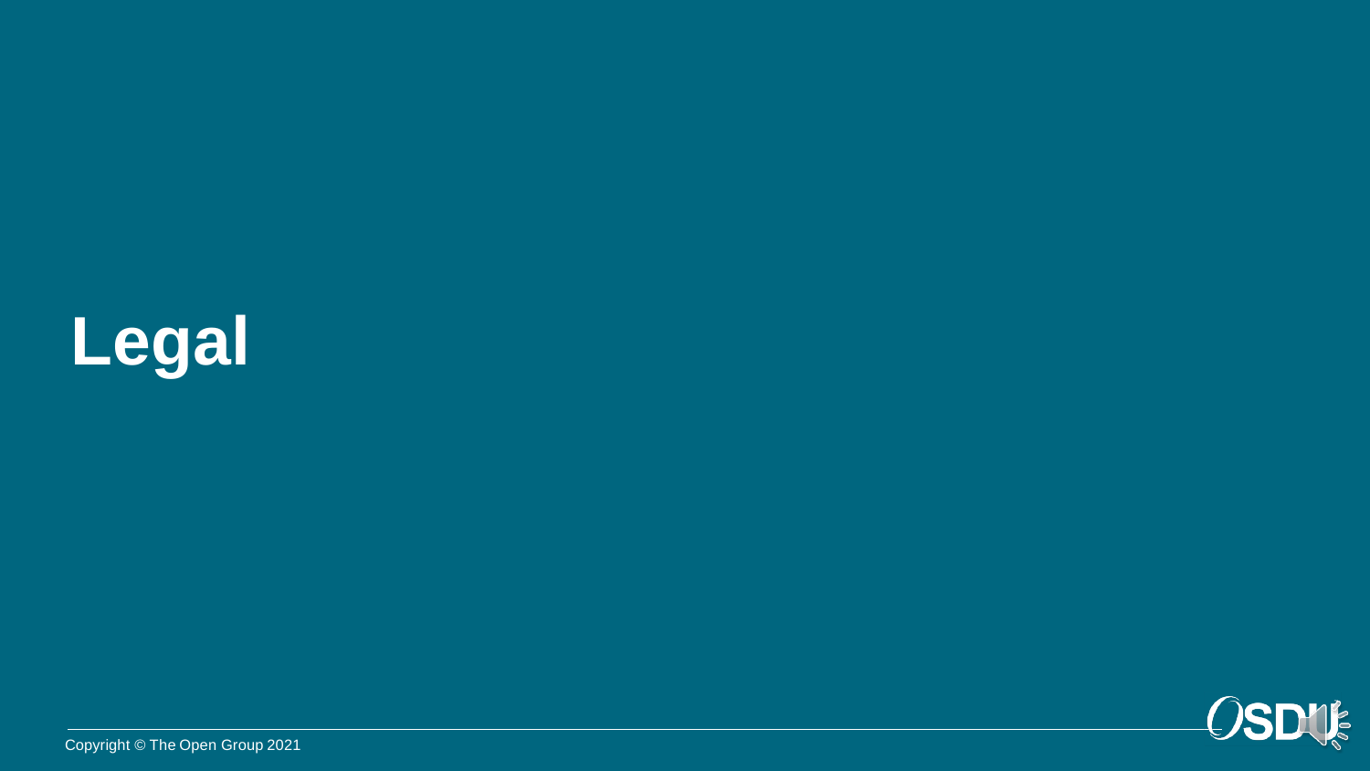# Legal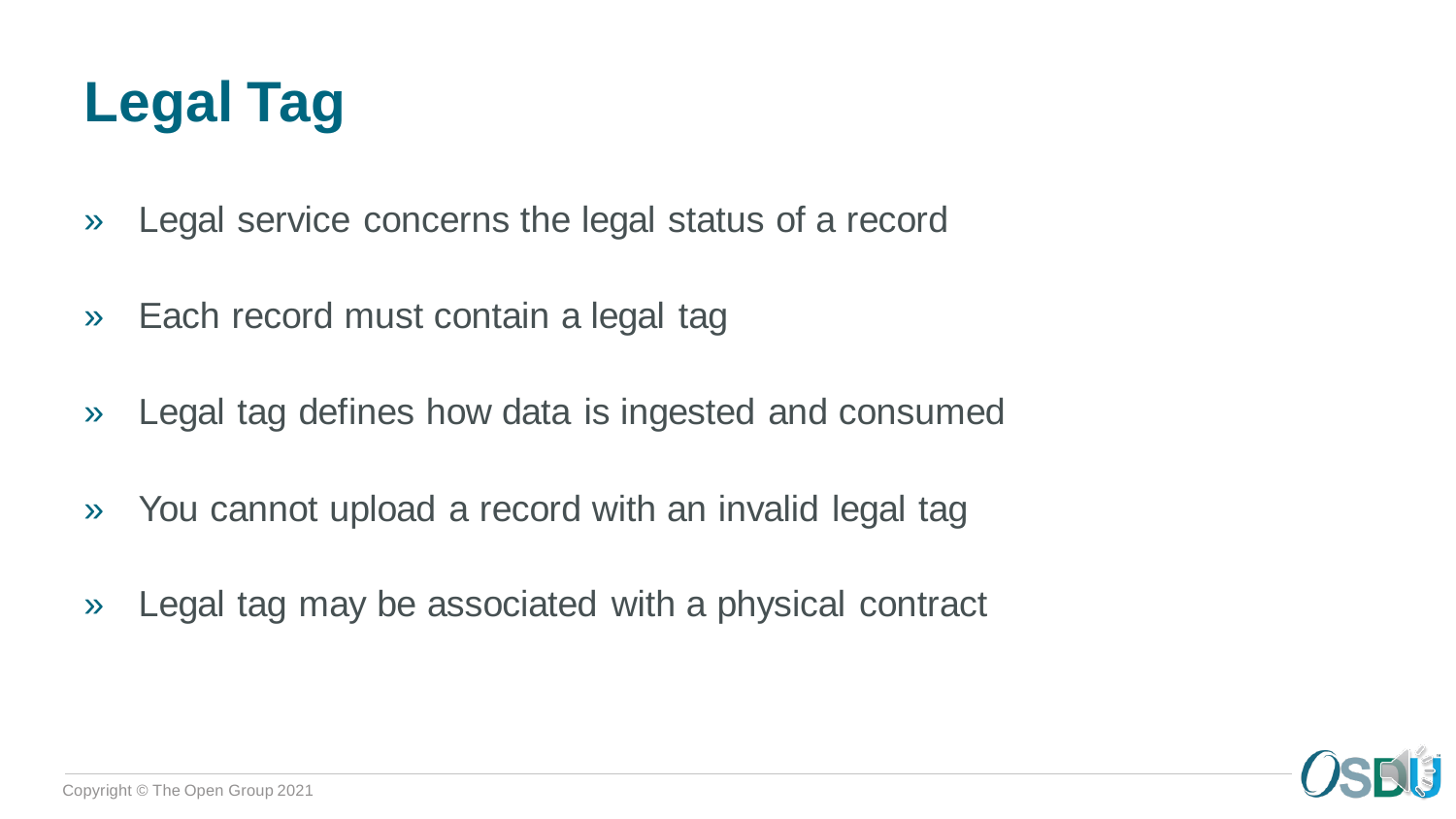# Legal Tag

- Legal service concerns the legal status of a record
- Each record must contain a legal tag
- Legal tag defines how data is ingested and consumed
- You cannot upload a record with an invalid legal tag
- Legal tag may be associated with a physical contract

Copyright © The Open Group 2021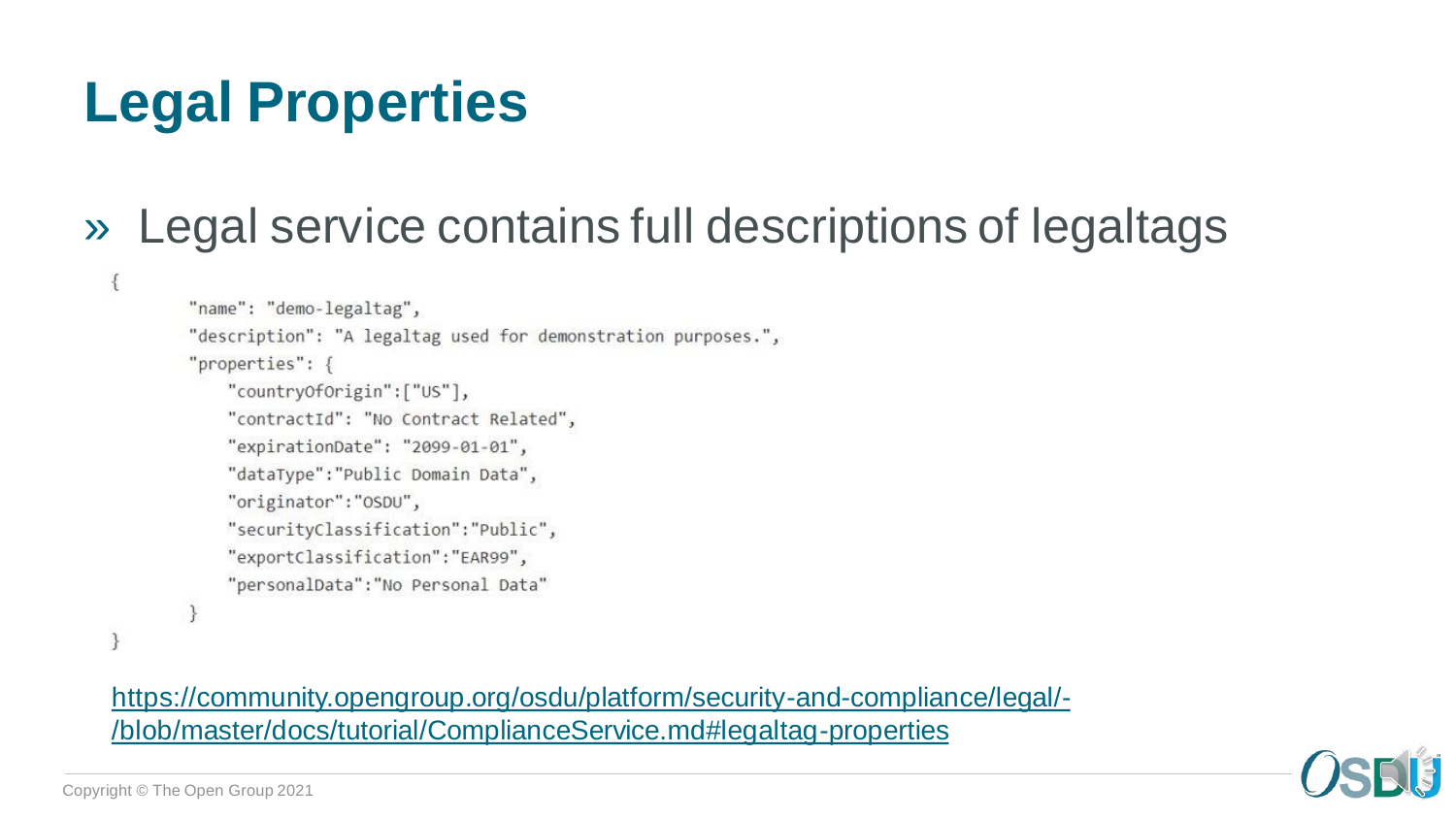# Legal Properties

» Legal service contains full descriptions of legaltags

```
{
    "name": "demo-legaltag",
    "description": "A legaltag used for demonstration purposes.",
    "properties": {
        "countryOfOrigin":["US"],
        "contractId": "No Contract Related",
        "expirationDate": "2099-01-01",
        "dataType":"Public Domain Data",
        "originator":"OSDU",
        "securityClassification":"Public",
        "exportClassification":"EAR99",
        "personalData":"No Personal Data"
    }
}
```

https://community.opengroup.org/osdu/platform/security-and-compliance/legal/-/blob/master/docs/tutorial/ComplianceService.md#legaltag-properties